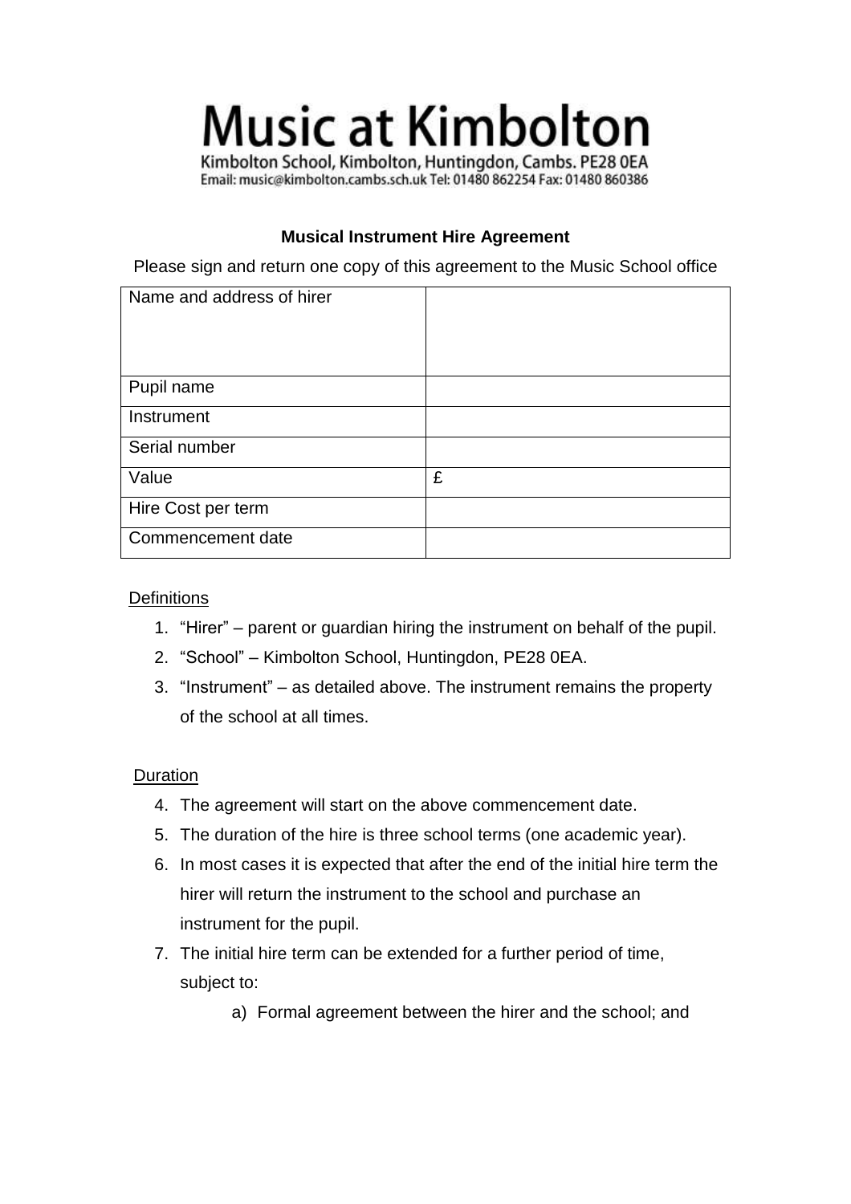# Music at Kimbolton

Kimbolton School, Kimbolton, Huntingdon, Cambs. PE28 0EA
Email: music@kimbolton.cambs.sch.uk Tel: 01480 862254 Fax: 01480 860386

## Musical Instrument Hire Agreement

Please sign and return one copy of this agreement to the Music School office

| Name and address of hirer | |
|---|---|
| Pupil name | |
| Instrument | |
| Serial number | |
| Value | £ |
| Hire Cost per term | |
| Commencement date | |

Definitions

1. “Hirer” – parent or guardian hiring the instrument on behalf of the pupil.
2. “School” – Kimbolton School, Huntingdon, PE28 0EA.
3. “Instrument” – as detailed above. The instrument remains the property of the school at all times.

Duration

4. The agreement will start on the above commencement date.
5. The duration of the hire is three school terms (one academic year).
6. In most cases it is expected that after the end of the initial hire term the hirer will return the instrument to the school and purchase an instrument for the pupil.
7. The initial hire term can be extended for a further period of time, subject to:
    a) Formal agreement between the hirer and the school; and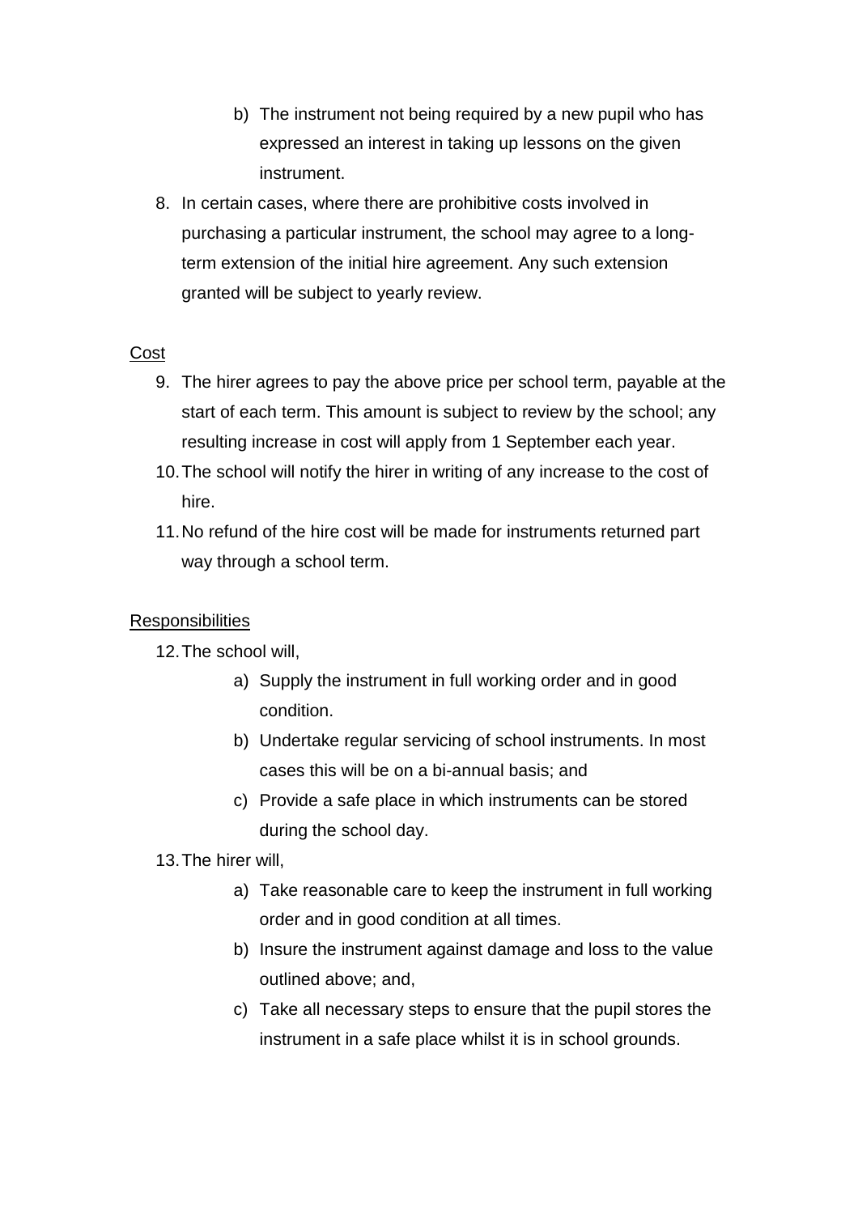b) The instrument not being required by a new pupil who has expressed an interest in taking up lessons on the given instrument.

8. In certain cases, where there are prohibitive costs involved in purchasing a particular instrument, the school may agree to a long-term extension of the initial hire agreement. Any such extension granted will be subject to yearly review.

<u>Cost</u>

9. The hirer agrees to pay the above price per school term, payable at the start of each term. This amount is subject to review by the school; any resulting increase in cost will apply from 1 September each year.
10. The school will notify the hirer in writing of any increase to the cost of hire.
11. No refund of the hire cost will be made for instruments returned part way through a school term.

<u>Responsibilities</u>

12. The school will,
    a) Supply the instrument in full working order and in good condition.
    b) Undertake regular servicing of school instruments. In most cases this will be on a bi-annual basis; and
    c) Provide a safe place in which instruments can be stored during the school day.
13. The hirer will,
    a) Take reasonable care to keep the instrument in full working order and in good condition at all times.
    b) Insure the instrument against damage and loss to the value outlined above; and,
    c) Take all necessary steps to ensure that the pupil stores the instrument in a safe place whilst it is in school grounds.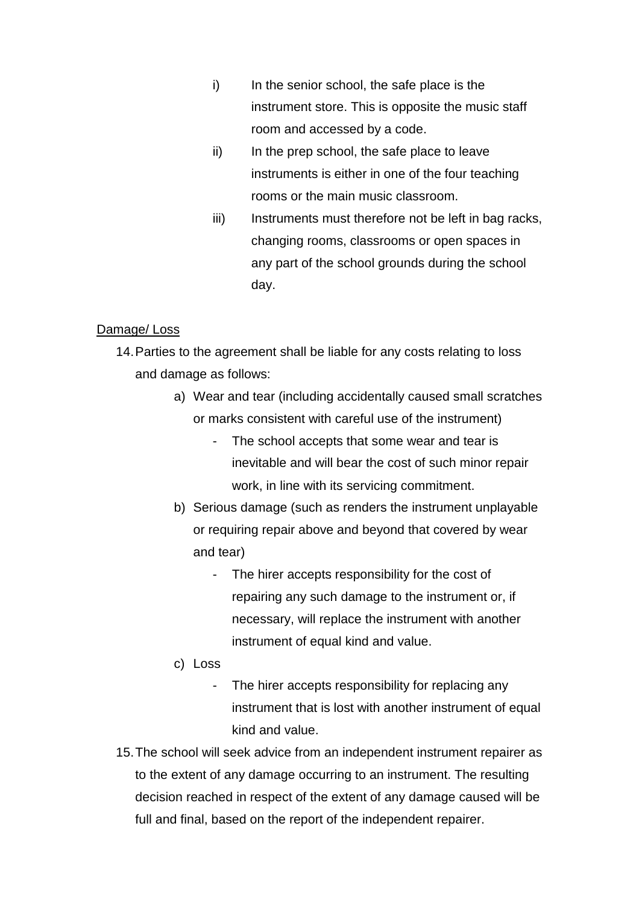i) In the senior school, the safe place is the instrument store. This is opposite the music staff room and accessed by a code.
   ii) In the prep school, the safe place to leave instruments is either in one of the four teaching rooms or the main music classroom.
   iii) Instruments must therefore not be left in bag racks, changing rooms, classrooms or open spaces in any part of the school grounds during the school day.

<u>Damage/ Loss</u>

14. Parties to the agreement shall be liable for any costs relating to loss and damage as follows:
    a) Wear and tear (including accidentally caused small scratches or marks consistent with careful use of the instrument)
       - The school accepts that some wear and tear is inevitable and will bear the cost of such minor repair work, in line with its servicing commitment.
    b) Serious damage (such as renders the instrument unplayable or requiring repair above and beyond that covered by wear and tear)
       - The hirer accepts responsibility for the cost of repairing any such damage to the instrument or, if necessary, will replace the instrument with another instrument of equal kind and value.
    c) Loss
       - The hirer accepts responsibility for replacing any instrument that is lost with another instrument of equal kind and value.
15. The school will seek advice from an independent instrument repairer as to the extent of any damage occurring to an instrument. The resulting decision reached in respect of the extent of any damage caused will be full and final, based on the report of the independent repairer.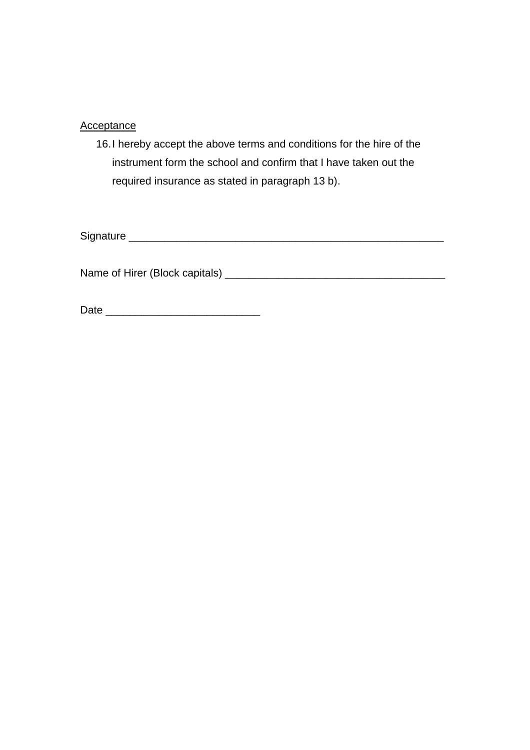<u>Acceptance</u>

16. I hereby accept the above terms and conditions for the hire of the instrument form the school and confirm that I have taken out the required insurance as stated in paragraph 13 b).

Signature ____________________________________________________

Name of Hirer (Block capitals) _____________________________________

Date __________________________